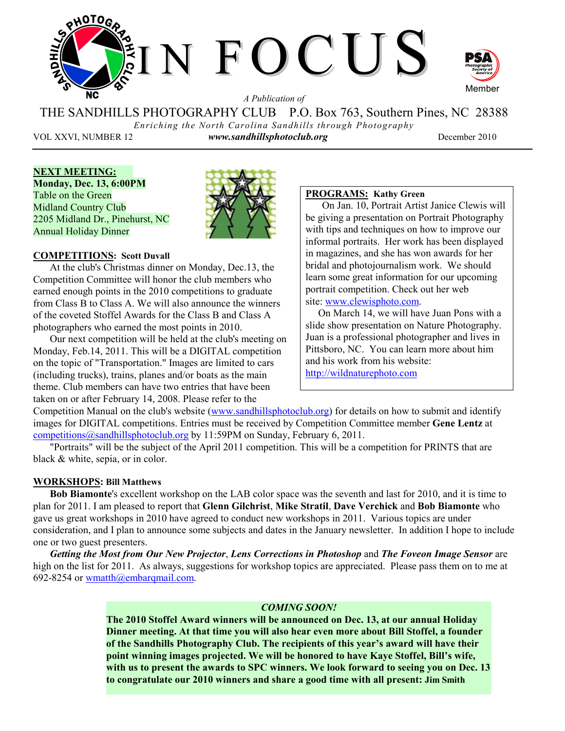# IN FOCUS

*A Publication of*

THE SANDHILLS PHOTOGRAPHY CLUB P.O. Box 763, Southern Pines, NC 28388

*Enriching the North Carolina Sandhills through Photography*

VOL XXVI, NUMBER 12 ***www.sandhillsphotoclub.org*** December 2010

**NEXT MEETING:**
**Monday, Dec. 13, 6:00PM**
Table on the Green
Midland Country Club
2205 Midland Dr., Pinehurst, NC
Annual Holiday Dinner

**COMPETITIONS: Scott Duvall**

At the club's Christmas dinner on Monday, Dec.13, the Competition Committee will honor the club members who earned enough points in the 2010 competitions to graduate from Class B to Class A. We will also announce the winners of the coveted Stoffel Awards for the Class B and Class A photographers who earned the most points in 2010.

Our next competition will be held at the club's meeting on Monday, Feb.14, 2011. This will be a DIGITAL competition on the topic of "Transportation." Images are limited to cars (including trucks), trains, planes and/or boats as the main theme. Club members can have two entries that have been taken on or after February 14, 2008. Please refer to the Competition Manual on the club's website (www.sandhillsphotoclub.org) for details on how to submit and identify images for DIGITAL competitions. Entries must be received by Competition Committee member **Gene Lentz** at competitions@sandhillsphotoclub.org by 11:59PM on Sunday, February 6, 2011.

"Portraits" will be the subject of the April 2011 competition. This will be a competition for PRINTS that are black & white, sepia, or in color.

**PROGRAMS: Kathy Green**

On Jan. 10, Portrait Artist Janice Clewis will be giving a presentation on Portrait Photography with tips and techniques on how to improve our informal portraits. Her work has been displayed in magazines, and she has won awards for her bridal and photojournalism work. We should learn some great information for our upcoming portrait competition. Check out her web site: www.clewisphoto.com.

On March 14, we will have Juan Pons with a slide show presentation on Nature Photography. Juan is a professional photographer and lives in Pittsboro, NC. You can learn more about him and his work from his website: http://wildnaturephoto.com

**WORKSHOPS: Bill Matthews**

**Bob Biamonte**'s excellent workshop on the LAB color space was the seventh and last for 2010, and it is time to plan for 2011. I am pleased to report that **Glenn Gilchrist**, **Mike Stratil**, **Dave Verchick** and **Bob Biamonte** who gave us great workshops in 2010 have agreed to conduct new workshops in 2011. Various topics are under consideration, and I plan to announce some subjects and dates in the January newsletter. In addition I hope to include one or two guest presenters.

***Getting the Most from Our New Projector***, ***Lens Corrections in Photoshop*** and ***The Foveon Image Sensor*** are high on the list for 2011. As always, suggestions for workshop topics are appreciated. Please pass them on to me at 692-8254 or wmatth@embarqmail.com.

***COMING SOON!***

**The 2010 Stoffel Award winners will be announced on Dec. 13, at our annual Holiday Dinner meeting. At that time you will also hear even more about Bill Stoffel, a founder of the Sandhills Photography Club. The recipients of this year's award will have their point winning images projected. We will be honored to have Kaye Stoffel, Bill's wife, with us to present the awards to SPC winners. We look forward to seeing you on Dec. 13 to congratulate our 2010 winners and share a good time with all present: Jim Smith**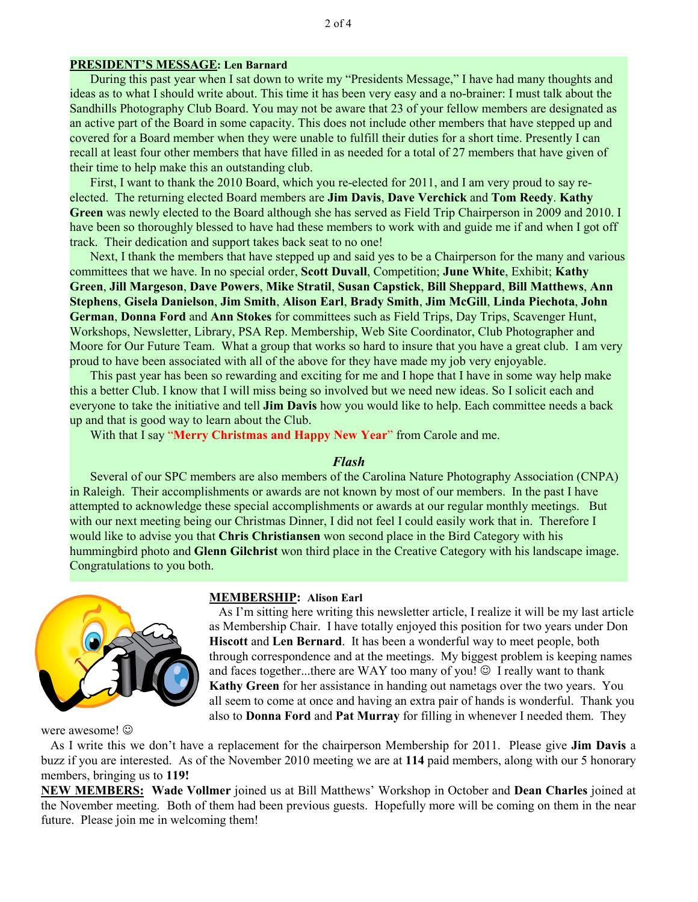**PRESIDENT'S MESSAGE: Len Barnard**

During this past year when I sat down to write my "Presidents Message," I have had many thoughts and ideas as to what I should write about. This time it has been very easy and a no-brainer: I must talk about the Sandhills Photography Club Board. You may not be aware that 23 of your fellow members are designated as an active part of the Board in some capacity. This does not include other members that have stepped up and covered for a Board member when they were unable to fulfill their duties for a short time. Presently I can recall at least four other members that have filled in as needed for a total of 27 members that have given of their time to help make this an outstanding club.

First, I want to thank the 2010 Board, which you re-elected for 2011, and I am very proud to say re-elected. The returning elected Board members are **Jim Davis**, **Dave Verchick** and **Tom Reedy**. **Kathy Green** was newly elected to the Board although she has served as Field Trip Chairperson in 2009 and 2010. I have been so thoroughly blessed to have had these members to work with and guide me if and when I got off track. Their dedication and support takes back seat to no one!

Next, I thank the members that have stepped up and said yes to be a Chairperson for the many and various committees that we have. In no special order, **Scott Duvall**, Competition; **June White**, Exhibit; **Kathy Green**, **Jill Margeson**, **Dave Powers**, **Mike Stratil**, **Susan Capstick**, **Bill Sheppard**, **Bill Matthews**, **Ann Stephens**, **Gisela Danielson**, **Jim Smith**, **Alison Earl**, **Brady Smith**, **Jim McGill**, **Linda Piechota**, **John German**, **Donna Ford** and **Ann Stokes** for committees such as Field Trips, Day Trips, Scavenger Hunt, Workshops, Newsletter, Library, PSA Rep. Membership, Web Site Coordinator, Club Photographer and Moore for Our Future Team. What a group that works so hard to insure that you have a great club. I am very proud to have been associated with all of the above for they have made my job very enjoyable.

This past year has been so rewarding and exciting for me and I hope that I have in some way help make this a better Club. I know that I will miss being so involved but we need new ideas. So I solicit each and everyone to take the initiative and tell **Jim Davis** how you would like to help. Each committee needs a back up and that is good way to learn about the Club.

With that I say "**Merry Christmas and Happy New Year**" from Carole and me.

***Flash***

Several of our SPC members are also members of the Carolina Nature Photography Association (CNPA) in Raleigh. Their accomplishments or awards are not known by most of our members. In the past I have attempted to acknowledge these special accomplishments or awards at our regular monthly meetings. But with our next meeting being our Christmas Dinner, I did not feel I could easily work that in. Therefore I would like to advise you that **Chris Christiansen** won second place in the Bird Category with his hummingbird photo and **Glenn Gilchrist** won third place in the Creative Category with his landscape image. Congratulations to you both.

**MEMBERSHIP: Alison Earl**

As I'm sitting here writing this newsletter article, I realize it will be my last article as Membership Chair. I have totally enjoyed this position for two years under Don **Hiscott** and **Len Bernard**. It has been a wonderful way to meet people, both through correspondence and at the meetings. My biggest problem is keeping names and faces together...there are WAY too many of you! ☺ I really want to thank **Kathy Green** for her assistance in handing out nametags over the two years. You all seem to come at once and having an extra pair of hands is wonderful. Thank you also to **Donna Ford** and **Pat Murray** for filling in whenever I needed them. They were awesome! ☺

As I write this we don't have a replacement for the chairperson Membership for 2011. Please give **Jim Davis** a buzz if you are interested. As of the November 2010 meeting we are at **114** paid members, along with our 5 honorary members, bringing us to **119!**

**NEW MEMBERS:** **Wade Vollmer** joined us at Bill Matthews' Workshop in October and **Dean Charles** joined at the November meeting. Both of them had been previous guests. Hopefully more will be coming on them in the near future. Please join me in welcoming them!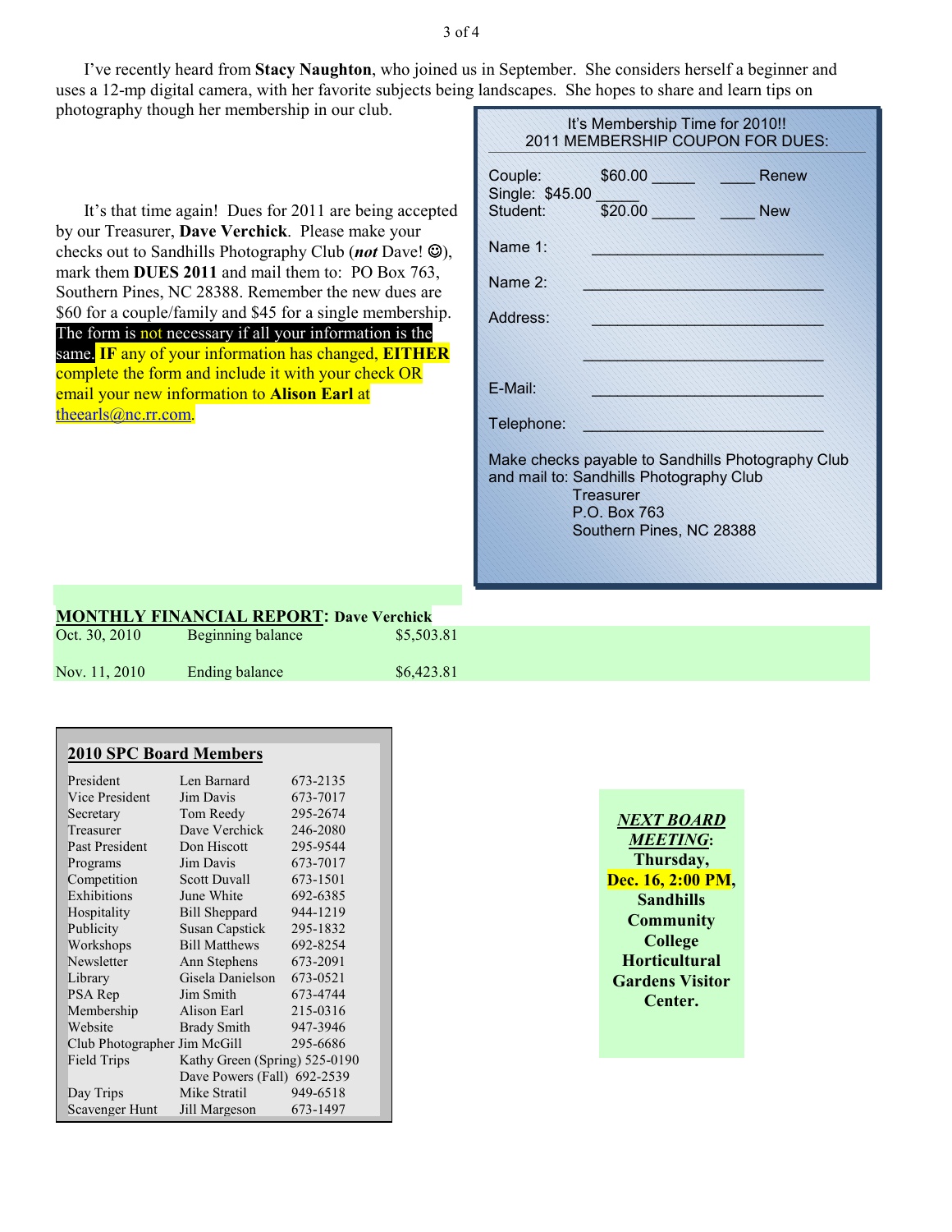I've recently heard from **Stacy Naughton**, who joined us in September. She considers herself a beginner and uses a 12-mp digital camera, with her favorite subjects being landscapes. She hopes to share and learn tips on photography though her membership in our club.

It's that time again! Dues for 2011 are being accepted by our Treasurer, **Dave Verchick**. Please make your checks out to Sandhills Photography Club (***not*** Dave! ☺), mark them **DUES 2011** and mail them to: PO Box 763, Southern Pines, NC 28388. Remember the new dues are $60 for a couple/family and $45 for a single membership. The form is not necessary if all your information is the same. **IF** any of your information has changed, **EITHER** complete the form and include it with your check OR email your new information to **Alison Earl** at theearls@nc.rr.com.

It's Membership Time for 2010!!
2011 MEMBERSHIP COUPON FOR DUES:

Couple: $60.00 _____ ____ Renew
Single: $45.00 _____
Student: $20.00 _____ ____ New

Name 1: ____________________________

Name 2: ____________________________

Address: ____________________________

____________________________

E-Mail: ____________________________

Telephone: ____________________________

Make checks payable to Sandhills Photography Club and mail to: Sandhills Photography Club
Treasurer
P.O. Box 763
Southern Pines, NC 28388

## MONTHLY FINANCIAL REPORT: Dave Verchick

| | | |
|---|---|---|
| Oct. 30, 2010 | Beginning balance | $5,503.81 |
| Nov. 11, 2010 | Ending balance | $6,423.81 |

## 2010 SPC Board Members

| | | |
|---|---|---|
| President | Len Barnard | 673-2135 |
| Vice President | Jim Davis | 673-7017 |
| Secretary | Tom Reedy | 295-2674 |
| Treasurer | Dave Verchick | 246-2080 |
| Past President | Don Hiscott | 295-9544 |
| Programs | Jim Davis | 673-7017 |
| Competition | Scott Duvall | 673-1501 |
| Exhibitions | June White | 692-6385 |
| Hospitality | Bill Sheppard | 944-1219 |
| Publicity | Susan Capstick | 295-1832 |
| Workshops | Bill Matthews | 692-8254 |
| Newsletter | Ann Stephens | 673-2091 |
| Library | Gisela Danielson | 673-0521 |
| PSA Rep | Jim Smith | 673-4744 |
| Membership | Alison Earl | 215-0316 |
| Website | Brady Smith | 947-3946 |
| Club Photographer | Jim McGill | 295-6686 |
| Field Trips | Kathy Green (Spring) | 525-0190 |
| | Dave Powers (Fall) | 692-2539 |
| Day Trips | Mike Stratil | 949-6518 |
| Scavenger Hunt | Jill Margeson | 673-1497 |

***NEXT BOARD MEETING*:** **Thursday, Dec. 16, 2:00 PM, Sandhills Community College Horticultural Gardens Visitor Center.**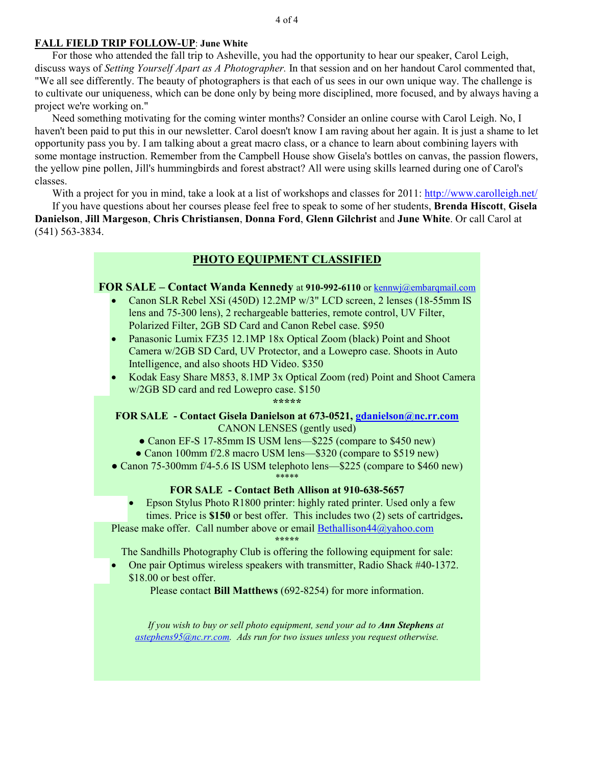**FALL FIELD TRIP FOLLOW-UP**: **June White**

For those who attended the fall trip to Asheville, you had the opportunity to hear our speaker, Carol Leigh, discuss ways of *Setting Yourself Apart as A Photographer.* In that session and on her handout Carol commented that, "We all see differently. The beauty of photographers is that each of us sees in our own unique way. The challenge is to cultivate our uniqueness, which can be done only by being more disciplined, more focused, and by always having a project we're working on."

Need something motivating for the coming winter months? Consider an online course with Carol Leigh. No, I haven't been paid to put this in our newsletter. Carol doesn't know I am raving about her again. It is just a shame to let opportunity pass you by. I am talking about a great macro class, or a chance to learn about combining layers with some montage instruction. Remember from the Campbell House show Gisela's bottles on canvas, the passion flowers, the yellow pine pollen, Jill's hummingbirds and forest abstract? All were using skills learned during one of Carol's classes.

With a project for you in mind, take a look at a list of workshops and classes for 2011: http://www.carolleigh.net/

If you have questions about her courses please feel free to speak to some of her students, **Brenda Hiscott**, **Gisela Danielson**, **Jill Margeson**, **Chris Christiansen**, **Donna Ford**, **Glenn Gilchrist** and **June White**. Or call Carol at (541) 563-3834.

## PHOTO EQUIPMENT CLASSIFIED

**FOR SALE – Contact Wanda Kennedy** at **910-992-6110** or kennwj@embarqmail.com

- Canon SLR Rebel XSi (450D) 12.2MP w/3" LCD screen, 2 lenses (18-55mm IS lens and 75-300 lens), 2 rechargeable batteries, remote control, UV Filter, Polarized Filter, 2GB SD Card and Canon Rebel case. $950
- Panasonic Lumix FZ35 12.1MP 18x Optical Zoom (black) Point and Shoot Camera w/2GB SD Card, UV Protector, and a Lowepro case. Shoots in Auto Intelligence, and also shoots HD Video. $350
- Kodak Easy Share M853, 8.1MP 3x Optical Zoom (red) Point and Shoot Camera w/2GB SD card and red Lowepro case. $150

\*\*\*\*\*

**FOR SALE - Contact Gisela Danielson at 673-0521, gdanielson@nc.rr.com**

CANON LENSES (gently used)

- Canon EF-S 17-85mm IS USM lens—$225 (compare to $450 new)
- Canon 100mm f/2.8 macro USM lens—$320 (compare to $519 new)
- Canon 75-300mm f/4-5.6 IS USM telephoto lens—$225 (compare to $460 new)

\*\*\*\*\*

**FOR SALE - Contact Beth Allison at 910-638-5657**

- Epson Stylus Photo R1800 printer: highly rated printer. Used only a few times. Price is **$150** or best offer. This includes two (2) sets of cartridges**.**

Please make offer. Call number above or email Bethallison44@yahoo.com

\*\*\*\*\*

The Sandhills Photography Club is offering the following equipment for sale:

- One pair Optimus wireless speakers with transmitter, Radio Shack #40-1372. $18.00 or best offer.

Please contact **Bill Matthews** (692-8254) for more information.

*If you wish to buy or sell photo equipment, send your ad to **Ann Stephens** at astephens95@nc.rr.com. Ads run for two issues unless you request otherwise.*